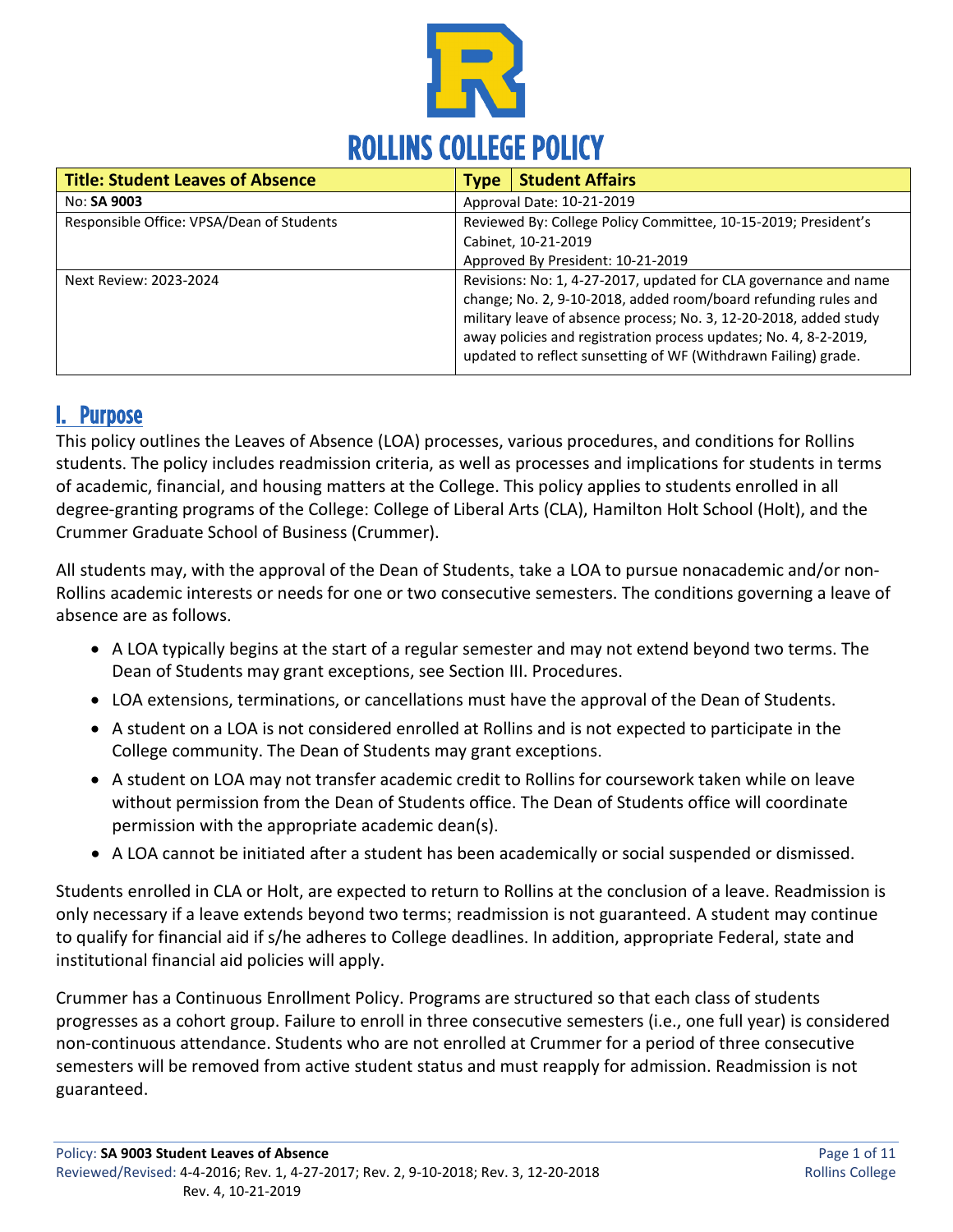# ROLLINS COLLEGE POLICY

| Title: Student Leaves of Absence | Type: Student Affairs |
|---|---|
| No: **SA 9003** | Approval Date: 10-21-2019 |
| Responsible Office: VPSA/Dean of Students | Reviewed By: College Policy Committee, 10-15-2019; President's Cabinet, 10-21-2019<br>Approved By President: 10-21-2019 |
| Next Review: 2023-2024 | Revisions: No: 1, 4-27-2017, updated for CLA governance and name change; No. 2, 9-10-2018, added room/board refunding rules and military leave of absence process; No. 3, 12-20-2018, added study away policies and registration process updates; No. 4, 8-2-2019, updated to reflect sunsetting of WF (Withdrawn Failing) grade. |

## I. Purpose

This policy outlines the Leaves of Absence (LOA) processes, various procedures, and conditions for Rollins students. The policy includes readmission criteria, as well as processes and implications for students in terms of academic, financial, and housing matters at the College. This policy applies to students enrolled in all degree-granting programs of the College: College of Liberal Arts (CLA), Hamilton Holt School (Holt), and the Crummer Graduate School of Business (Crummer).

All students may, with the approval of the Dean of Students, take a LOA to pursue nonacademic and/or non-Rollins academic interests or needs for one or two consecutive semesters. The conditions governing a leave of absence are as follows.

- A LOA typically begins at the start of a regular semester and may not extend beyond two terms. The Dean of Students may grant exceptions, see Section III. Procedures.
- LOA extensions, terminations, or cancellations must have the approval of the Dean of Students.
- A student on a LOA is not considered enrolled at Rollins and is not expected to participate in the College community. The Dean of Students may grant exceptions.
- A student on LOA may not transfer academic credit to Rollins for coursework taken while on leave without permission from the Dean of Students office. The Dean of Students office will coordinate permission with the appropriate academic dean(s).
- A LOA cannot be initiated after a student has been academically or social suspended or dismissed.

Students enrolled in CLA or Holt, are expected to return to Rollins at the conclusion of a leave. Readmission is only necessary if a leave extends beyond two terms; readmission is not guaranteed. A student may continue to qualify for financial aid if s/he adheres to College deadlines. In addition, appropriate Federal, state and institutional financial aid policies will apply.

Crummer has a Continuous Enrollment Policy. Programs are structured so that each class of students progresses as a cohort group. Failure to enroll in three consecutive semesters (i.e., one full year) is considered non-continuous attendance. Students who are not enrolled at Crummer for a period of three consecutive semesters will be removed from active student status and must reapply for admission. Readmission is not guaranteed.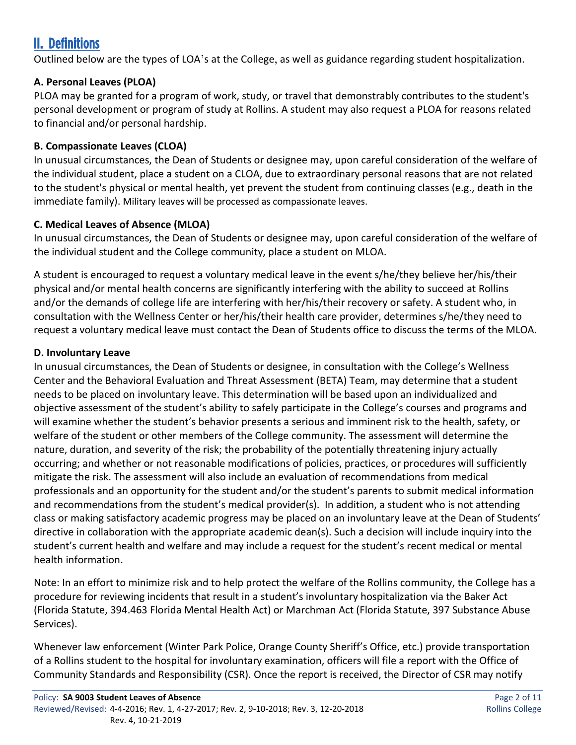## II. Definitions

Outlined below are the types of LOA's at the College, as well as guidance regarding student hospitalization.

### A. Personal Leaves (PLOA)

PLOA may be granted for a program of work, study, or travel that demonstrably contributes to the student's personal development or program of study at Rollins. A student may also request a PLOA for reasons related to financial and/or personal hardship.

### B. Compassionate Leaves (CLOA)

In unusual circumstances, the Dean of Students or designee may, upon careful consideration of the welfare of the individual student, place a student on a CLOA, due to extraordinary personal reasons that are not related to the student's physical or mental health, yet prevent the student from continuing classes (e.g., death in the immediate family). Military leaves will be processed as compassionate leaves.

### C. Medical Leaves of Absence (MLOA)

In unusual circumstances, the Dean of Students or designee may, upon careful consideration of the welfare of the individual student and the College community, place a student on MLOA.

A student is encouraged to request a voluntary medical leave in the event s/he/they believe her/his/their physical and/or mental health concerns are significantly interfering with the ability to succeed at Rollins and/or the demands of college life are interfering with her/his/their recovery or safety. A student who, in consultation with the Wellness Center or her/his/their health care provider, determines s/he/they need to request a voluntary medical leave must contact the Dean of Students office to discuss the terms of the MLOA.

### D. Involuntary Leave

In unusual circumstances, the Dean of Students or designee, in consultation with the College's Wellness Center and the Behavioral Evaluation and Threat Assessment (BETA) Team, may determine that a student needs to be placed on involuntary leave. This determination will be based upon an individualized and objective assessment of the student's ability to safely participate in the College's courses and programs and will examine whether the student's behavior presents a serious and imminent risk to the health, safety, or welfare of the student or other members of the College community. The assessment will determine the nature, duration, and severity of the risk; the probability of the potentially threatening injury actually occurring; and whether or not reasonable modifications of policies, practices, or procedures will sufficiently mitigate the risk. The assessment will also include an evaluation of recommendations from medical professionals and an opportunity for the student and/or the student's parents to submit medical information and recommendations from the student's medical provider(s). In addition, a student who is not attending class or making satisfactory academic progress may be placed on an involuntary leave at the Dean of Students' directive in collaboration with the appropriate academic dean(s). Such a decision will include inquiry into the student's current health and welfare and may include a request for the student's recent medical or mental health information.

Note: In an effort to minimize risk and to help protect the welfare of the Rollins community, the College has a procedure for reviewing incidents that result in a student's involuntary hospitalization via the Baker Act (Florida Statute, 394.463 Florida Mental Health Act) or Marchman Act (Florida Statute, 397 Substance Abuse Services).

Whenever law enforcement (Winter Park Police, Orange County Sheriff's Office, etc.) provide transportation of a Rollins student to the hospital for involuntary examination, officers will file a report with the Office of Community Standards and Responsibility (CSR). Once the report is received, the Director of CSR may notify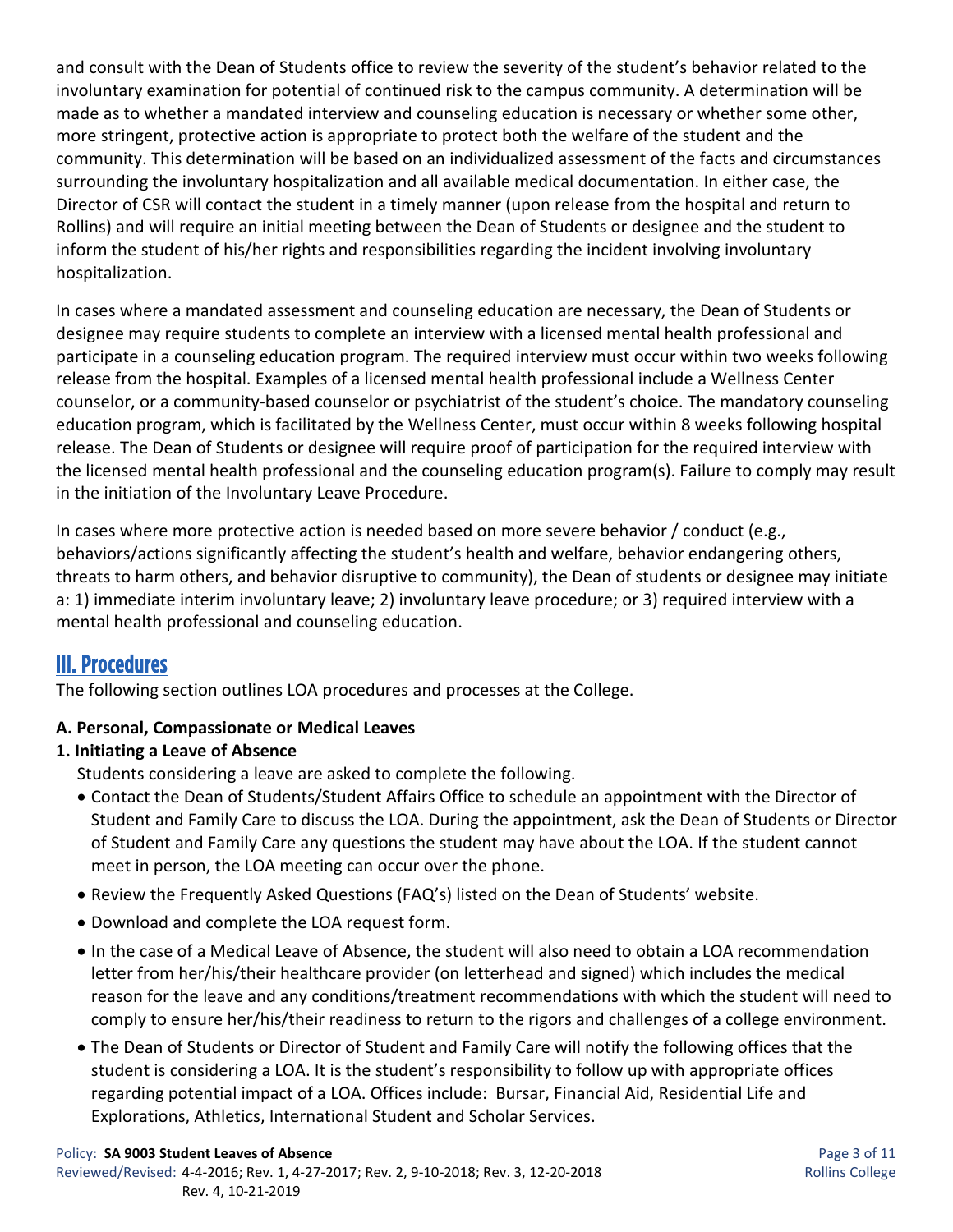and consult with the Dean of Students office to review the severity of the student's behavior related to the involuntary examination for potential of continued risk to the campus community. A determination will be made as to whether a mandated interview and counseling education is necessary or whether some other, more stringent, protective action is appropriate to protect both the welfare of the student and the community. This determination will be based on an individualized assessment of the facts and circumstances surrounding the involuntary hospitalization and all available medical documentation. In either case, the Director of CSR will contact the student in a timely manner (upon release from the hospital and return to Rollins) and will require an initial meeting between the Dean of Students or designee and the student to inform the student of his/her rights and responsibilities regarding the incident involving involuntary hospitalization.

In cases where a mandated assessment and counseling education are necessary, the Dean of Students or designee may require students to complete an interview with a licensed mental health professional and participate in a counseling education program. The required interview must occur within two weeks following release from the hospital. Examples of a licensed mental health professional include a Wellness Center counselor, or a community-based counselor or psychiatrist of the student's choice. The mandatory counseling education program, which is facilitated by the Wellness Center, must occur within 8 weeks following hospital release. The Dean of Students or designee will require proof of participation for the required interview with the licensed mental health professional and the counseling education program(s). Failure to comply may result in the initiation of the Involuntary Leave Procedure.

In cases where more protective action is needed based on more severe behavior / conduct (e.g., behaviors/actions significantly affecting the student's health and welfare, behavior endangering others, threats to harm others, and behavior disruptive to community), the Dean of students or designee may initiate a: 1) immediate interim involuntary leave; 2) involuntary leave procedure; or 3) required interview with a mental health professional and counseling education.

## III. Procedures

The following section outlines LOA procedures and processes at the College.

**A. Personal, Compassionate or Medical Leaves**

**1. Initiating a Leave of Absence**

Students considering a leave are asked to complete the following.

- Contact the Dean of Students/Student Affairs Office to schedule an appointment with the Director of Student and Family Care to discuss the LOA. During the appointment, ask the Dean of Students or Director of Student and Family Care any questions the student may have about the LOA. If the student cannot meet in person, the LOA meeting can occur over the phone.
- Review the Frequently Asked Questions (FAQ's) listed on the Dean of Students' website.
- Download and complete the LOA request form.
- In the case of a Medical Leave of Absence, the student will also need to obtain a LOA recommendation letter from her/his/their healthcare provider (on letterhead and signed) which includes the medical reason for the leave and any conditions/treatment recommendations with which the student will need to comply to ensure her/his/their readiness to return to the rigors and challenges of a college environment.
- The Dean of Students or Director of Student and Family Care will notify the following offices that the student is considering a LOA. It is the student's responsibility to follow up with appropriate offices regarding potential impact of a LOA. Offices include: Bursar, Financial Aid, Residential Life and Explorations, Athletics, International Student and Scholar Services.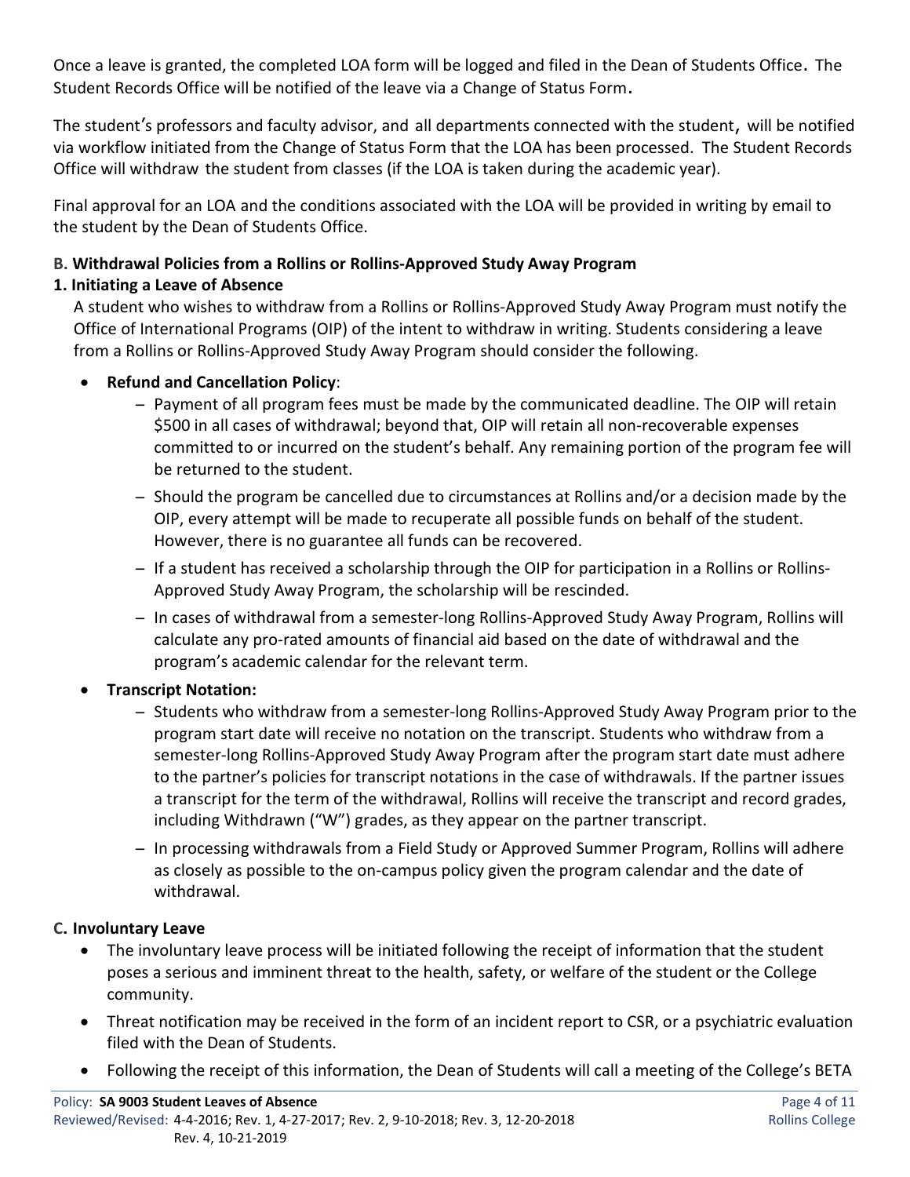Once a leave is granted, the completed LOA form will be logged and filed in the Dean of Students Office. The Student Records Office will be notified of the leave via a Change of Status Form.

The student's professors and faculty advisor, and all departments connected with the student, will be notified via workflow initiated from the Change of Status Form that the LOA has been processed. The Student Records Office will withdraw the student from classes (if the LOA is taken during the academic year).

Final approval for an LOA and the conditions associated with the LOA will be provided in writing by email to the student by the Dean of Students Office.

**B. Withdrawal Policies from a Rollins or Rollins-Approved Study Away Program**

**1. Initiating a Leave of Absence**

A student who wishes to withdraw from a Rollins or Rollins-Approved Study Away Program must notify the Office of International Programs (OIP) of the intent to withdraw in writing. Students considering a leave from a Rollins or Rollins-Approved Study Away Program should consider the following.

- **Refund and Cancellation Policy**:
  - Payment of all program fees must be made by the communicated deadline. The OIP will retain \$500 in all cases of withdrawal; beyond that, OIP will retain all non-recoverable expenses committed to or incurred on the student's behalf. Any remaining portion of the program fee will be returned to the student.
  - Should the program be cancelled due to circumstances at Rollins and/or a decision made by the OIP, every attempt will be made to recuperate all possible funds on behalf of the student. However, there is no guarantee all funds can be recovered.
  - If a student has received a scholarship through the OIP for participation in a Rollins or Rollins-Approved Study Away Program, the scholarship will be rescinded.
  - In cases of withdrawal from a semester-long Rollins-Approved Study Away Program, Rollins will calculate any pro-rated amounts of financial aid based on the date of withdrawal and the program's academic calendar for the relevant term.
- **Transcript Notation:**
  - Students who withdraw from a semester-long Rollins-Approved Study Away Program prior to the program start date will receive no notation on the transcript. Students who withdraw from a semester-long Rollins-Approved Study Away Program after the program start date must adhere to the partner's policies for transcript notations in the case of withdrawals. If the partner issues a transcript for the term of the withdrawal, Rollins will receive the transcript and record grades, including Withdrawn ("W") grades, as they appear on the partner transcript.
  - In processing withdrawals from a Field Study or Approved Summer Program, Rollins will adhere as closely as possible to the on-campus policy given the program calendar and the date of withdrawal.

**C. Involuntary Leave**

- The involuntary leave process will be initiated following the receipt of information that the student poses a serious and imminent threat to the health, safety, or welfare of the student or the College community.
- Threat notification may be received in the form of an incident report to CSR, or a psychiatric evaluation filed with the Dean of Students.
- Following the receipt of this information, the Dean of Students will call a meeting of the College's BETA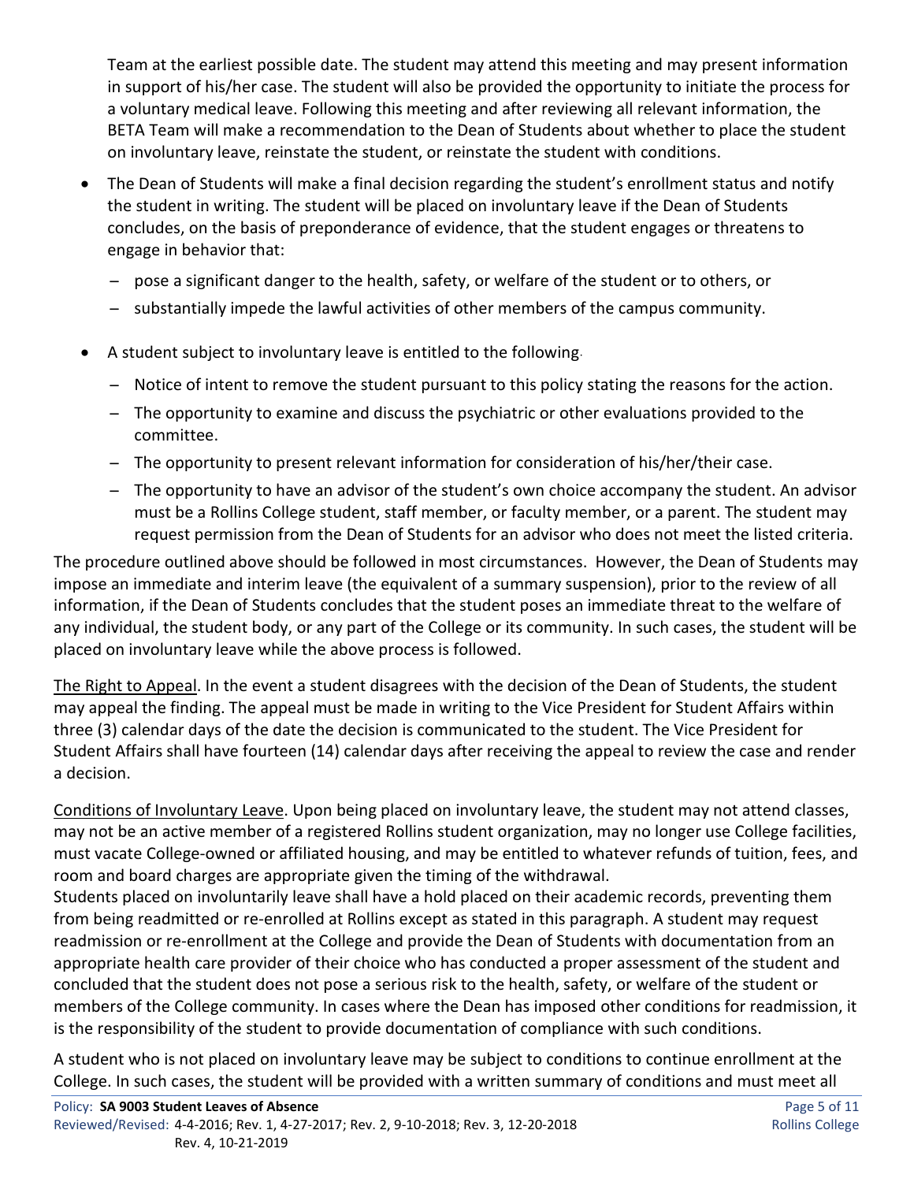Team at the earliest possible date. The student may attend this meeting and may present information in support of his/her case. The student will also be provided the opportunity to initiate the process for a voluntary medical leave. Following this meeting and after reviewing all relevant information, the BETA Team will make a recommendation to the Dean of Students about whether to place the student on involuntary leave, reinstate the student, or reinstate the student with conditions.

- The Dean of Students will make a final decision regarding the student's enrollment status and notify the student in writing. The student will be placed on involuntary leave if the Dean of Students concludes, on the basis of preponderance of evidence, that the student engages or threatens to engage in behavior that:
  - pose a significant danger to the health, safety, or welfare of the student or to others, or
  - substantially impede the lawful activities of other members of the campus community.
- A student subject to involuntary leave is entitled to the following.
  - Notice of intent to remove the student pursuant to this policy stating the reasons for the action.
  - The opportunity to examine and discuss the psychiatric or other evaluations provided to the committee.
  - The opportunity to present relevant information for consideration of his/her/their case.
  - The opportunity to have an advisor of the student's own choice accompany the student. An advisor must be a Rollins College student, staff member, or faculty member, or a parent. The student may request permission from the Dean of Students for an advisor who does not meet the listed criteria.

The procedure outlined above should be followed in most circumstances. However, the Dean of Students may impose an immediate and interim leave (the equivalent of a summary suspension), prior to the review of all information, if the Dean of Students concludes that the student poses an immediate threat to the welfare of any individual, the student body, or any part of the College or its community. In such cases, the student will be placed on involuntary leave while the above process is followed.

<u>The Right to Appeal</u>. In the event a student disagrees with the decision of the Dean of Students, the student may appeal the finding. The appeal must be made in writing to the Vice President for Student Affairs within three (3) calendar days of the date the decision is communicated to the student. The Vice President for Student Affairs shall have fourteen (14) calendar days after receiving the appeal to review the case and render a decision.

<u>Conditions of Involuntary Leave</u>. Upon being placed on involuntary leave, the student may not attend classes, may not be an active member of a registered Rollins student organization, may no longer use College facilities, must vacate College-owned or affiliated housing, and may be entitled to whatever refunds of tuition, fees, and room and board charges are appropriate given the timing of the withdrawal.
Students placed on involuntarily leave shall have a hold placed on their academic records, preventing them from being readmitted or re-enrolled at Rollins except as stated in this paragraph. A student may request readmission or re-enrollment at the College and provide the Dean of Students with documentation from an appropriate health care provider of their choice who has conducted a proper assessment of the student and concluded that the student does not pose a serious risk to the health, safety, or welfare of the student or members of the College community. In cases where the Dean has imposed other conditions for readmission, it is the responsibility of the student to provide documentation of compliance with such conditions.

A student who is not placed on involuntary leave may be subject to conditions to continue enrollment at the College. In such cases, the student will be provided with a written summary of conditions and must meet all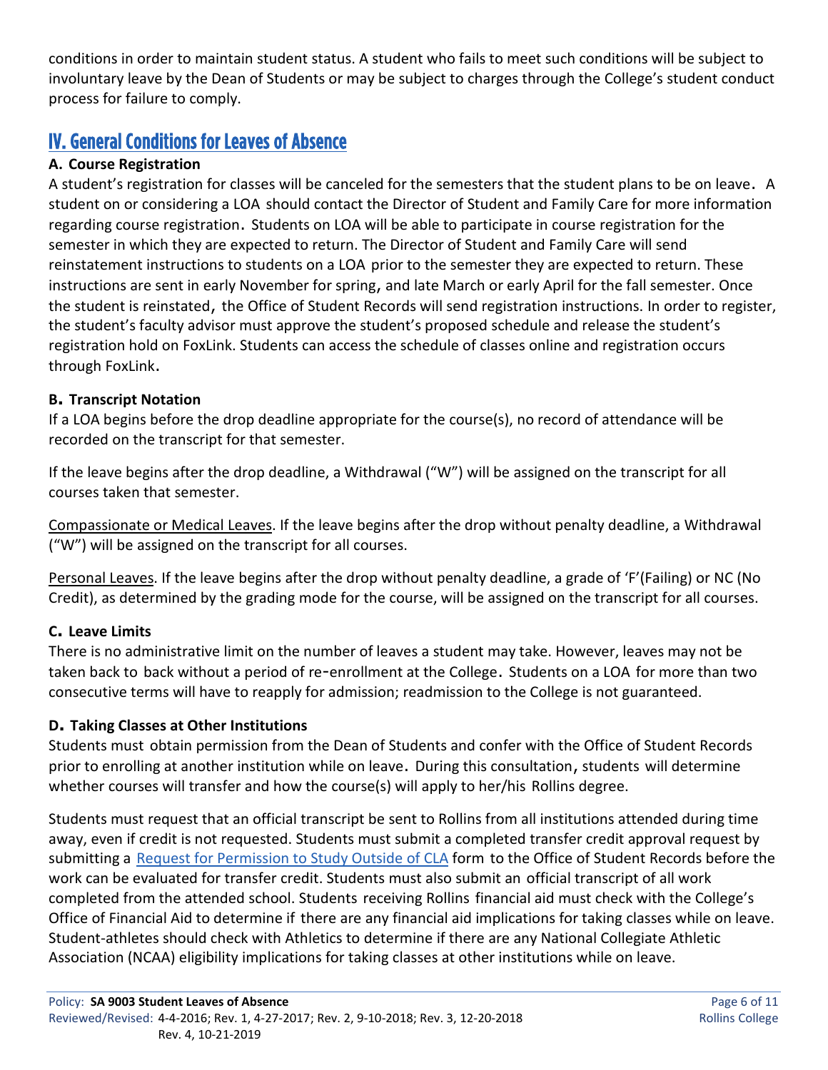conditions in order to maintain student status. A student who fails to meet such conditions will be subject to involuntary leave by the Dean of Students or may be subject to charges through the College's student conduct process for failure to comply.

## IV. General Conditions for Leaves of Absence

### A. Course Registration

A student's registration for classes will be canceled for the semesters that the student plans to be on leave. A student on or considering a LOA should contact the Director of Student and Family Care for more information regarding course registration. Students on LOA will be able to participate in course registration for the semester in which they are expected to return. The Director of Student and Family Care will send reinstatement instructions to students on a LOA prior to the semester they are expected to return. These instructions are sent in early November for spring, and late March or early April for the fall semester. Once the student is reinstated, the Office of Student Records will send registration instructions. In order to register, the student's faculty advisor must approve the student's proposed schedule and release the student's registration hold on FoxLink. Students can access the schedule of classes online and registration occurs through FoxLink.

### B. Transcript Notation

If a LOA begins before the drop deadline appropriate for the course(s), no record of attendance will be recorded on the transcript for that semester.

If the leave begins after the drop deadline, a Withdrawal ("W") will be assigned on the transcript for all courses taken that semester.

<u>Compassionate or Medical Leaves</u>. If the leave begins after the drop without penalty deadline, a Withdrawal ("W") will be assigned on the transcript for all courses.

<u>Personal Leaves</u>. If the leave begins after the drop without penalty deadline, a grade of 'F'(Failing) or NC (No Credit), as determined by the grading mode for the course, will be assigned on the transcript for all courses.

### C. Leave Limits

There is no administrative limit on the number of leaves a student may take. However, leaves may not be taken back to back without a period of re-enrollment at the College. Students on a LOA for more than two consecutive terms will have to reapply for admission; readmission to the College is not guaranteed.

### D. Taking Classes at Other Institutions

Students must obtain permission from the Dean of Students and confer with the Office of Student Records prior to enrolling at another institution while on leave. During this consultation, students will determine whether courses will transfer and how the course(s) will apply to her/his Rollins degree.

Students must request that an official transcript be sent to Rollins from all institutions attended during time away, even if credit is not requested. Students must submit a completed transfer credit approval request by submitting a Request for Permission to Study Outside of CLA form to the Office of Student Records before the work can be evaluated for transfer credit. Students must also submit an official transcript of all work completed from the attended school. Students receiving Rollins financial aid must check with the College's Office of Financial Aid to determine if there are any financial aid implications for taking classes while on leave. Student-athletes should check with Athletics to determine if there are any National Collegiate Athletic Association (NCAA) eligibility implications for taking classes at other institutions while on leave.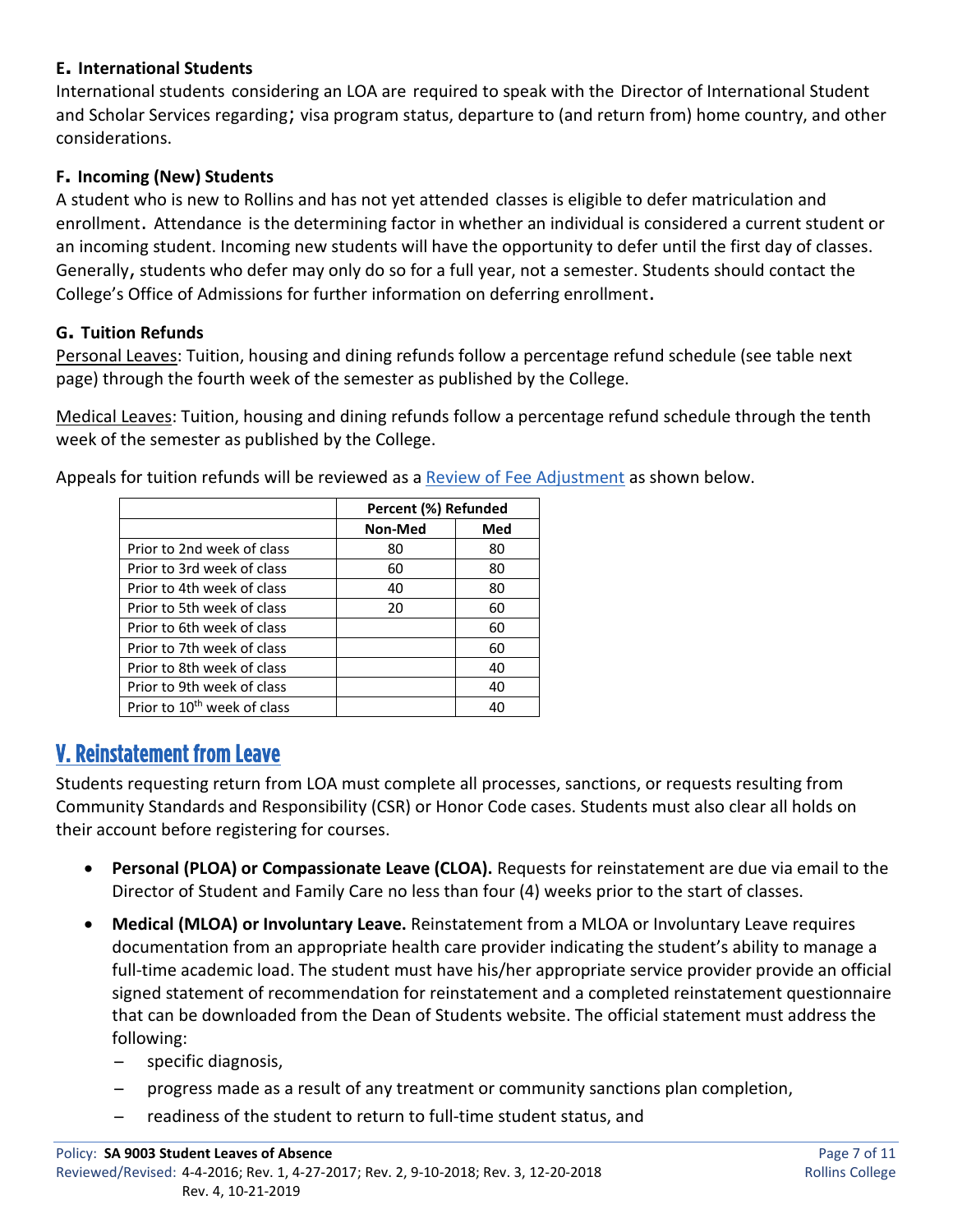### E. International Students

International students considering an LOA are required to speak with the Director of International Student and Scholar Services regarding; visa program status, departure to (and return from) home country, and other considerations.

### F. Incoming (New) Students

A student who is new to Rollins and has not yet attended classes is eligible to defer matriculation and enrollment. Attendance is the determining factor in whether an individual is considered a current student or an incoming student. Incoming new students will have the opportunity to defer until the first day of classes. Generally, students who defer may only do so for a full year, not a semester. Students should contact the College's Office of Admissions for further information on deferring enrollment.

### G. Tuition Refunds

Personal Leaves: Tuition, housing and dining refunds follow a percentage refund schedule (see table next page) through the fourth week of the semester as published by the College.

Medical Leaves: Tuition, housing and dining refunds follow a percentage refund schedule through the tenth week of the semester as published by the College.

Appeals for tuition refunds will be reviewed as a Review of Fee Adjustment as shown below.

| | Percent (%) Refunded | |
|---|---|---|
| | **Non-Med** | **Med** |
| Prior to 2nd week of class | 80 | 80 |
| Prior to 3rd week of class | 60 | 80 |
| Prior to 4th week of class | 40 | 80 |
| Prior to 5th week of class | 20 | 60 |
| Prior to 6th week of class | | 60 |
| Prior to 7th week of class | | 60 |
| Prior to 8th week of class | | 40 |
| Prior to 9th week of class | | 40 |
| Prior to 10th week of class | | 40 |

## V. Reinstatement from Leave

Students requesting return from LOA must complete all processes, sanctions, or requests resulting from Community Standards and Responsibility (CSR) or Honor Code cases. Students must also clear all holds on their account before registering for courses.

- **Personal (PLOA) or Compassionate Leave (CLOA).** Requests for reinstatement are due via email to the Director of Student and Family Care no less than four (4) weeks prior to the start of classes.
- **Medical (MLOA) or Involuntary Leave.** Reinstatement from a MLOA or Involuntary Leave requires documentation from an appropriate health care provider indicating the student's ability to manage a full-time academic load. The student must have his/her appropriate service provider provide an official signed statement of recommendation for reinstatement and a completed reinstatement questionnaire that can be downloaded from the Dean of Students website. The official statement must address the following:
  - specific diagnosis,
  - progress made as a result of any treatment or community sanctions plan completion,
  - readiness of the student to return to full-time student status, and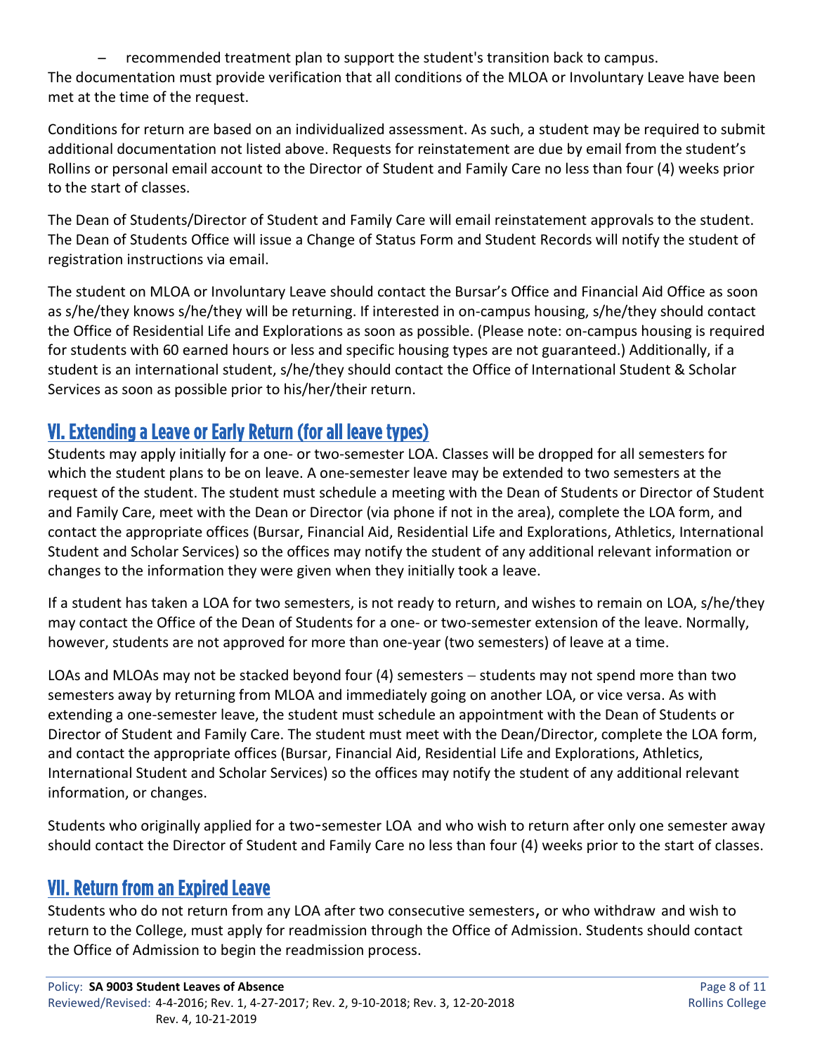– recommended treatment plan to support the student's transition back to campus.

The documentation must provide verification that all conditions of the MLOA or Involuntary Leave have been met at the time of the request.

Conditions for return are based on an individualized assessment. As such, a student may be required to submit additional documentation not listed above. Requests for reinstatement are due by email from the student's Rollins or personal email account to the Director of Student and Family Care no less than four (4) weeks prior to the start of classes.

The Dean of Students/Director of Student and Family Care will email reinstatement approvals to the student. The Dean of Students Office will issue a Change of Status Form and Student Records will notify the student of registration instructions via email.

The student on MLOA or Involuntary Leave should contact the Bursar's Office and Financial Aid Office as soon as s/he/they knows s/he/they will be returning. If interested in on-campus housing, s/he/they should contact the Office of Residential Life and Explorations as soon as possible. (Please note: on-campus housing is required for students with 60 earned hours or less and specific housing types are not guaranteed.) Additionally, if a student is an international student, s/he/they should contact the Office of International Student & Scholar Services as soon as possible prior to his/her/their return.

## VI. Extending a Leave or Early Return (for all leave types)

Students may apply initially for a one- or two-semester LOA. Classes will be dropped for all semesters for which the student plans to be on leave. A one-semester leave may be extended to two semesters at the request of the student. The student must schedule a meeting with the Dean of Students or Director of Student and Family Care, meet with the Dean or Director (via phone if not in the area), complete the LOA form, and contact the appropriate offices (Bursar, Financial Aid, Residential Life and Explorations, Athletics, International Student and Scholar Services) so the offices may notify the student of any additional relevant information or changes to the information they were given when they initially took a leave.

If a student has taken a LOA for two semesters, is not ready to return, and wishes to remain on LOA, s/he/they may contact the Office of the Dean of Students for a one- or two-semester extension of the leave. Normally, however, students are not approved for more than one-year (two semesters) of leave at a time.

LOAs and MLOAs may not be stacked beyond four (4) semesters – students may not spend more than two semesters away by returning from MLOA and immediately going on another LOA, or vice versa. As with extending a one-semester leave, the student must schedule an appointment with the Dean of Students or Director of Student and Family Care. The student must meet with the Dean/Director, complete the LOA form, and contact the appropriate offices (Bursar, Financial Aid, Residential Life and Explorations, Athletics, International Student and Scholar Services) so the offices may notify the student of any additional relevant information, or changes.

Students who originally applied for a two-semester LOA and who wish to return after only one semester away should contact the Director of Student and Family Care no less than four (4) weeks prior to the start of classes.

## VII. Return from an Expired Leave

Students who do not return from any LOA after two consecutive semesters, or who withdraw and wish to return to the College, must apply for readmission through the Office of Admission. Students should contact the Office of Admission to begin the readmission process.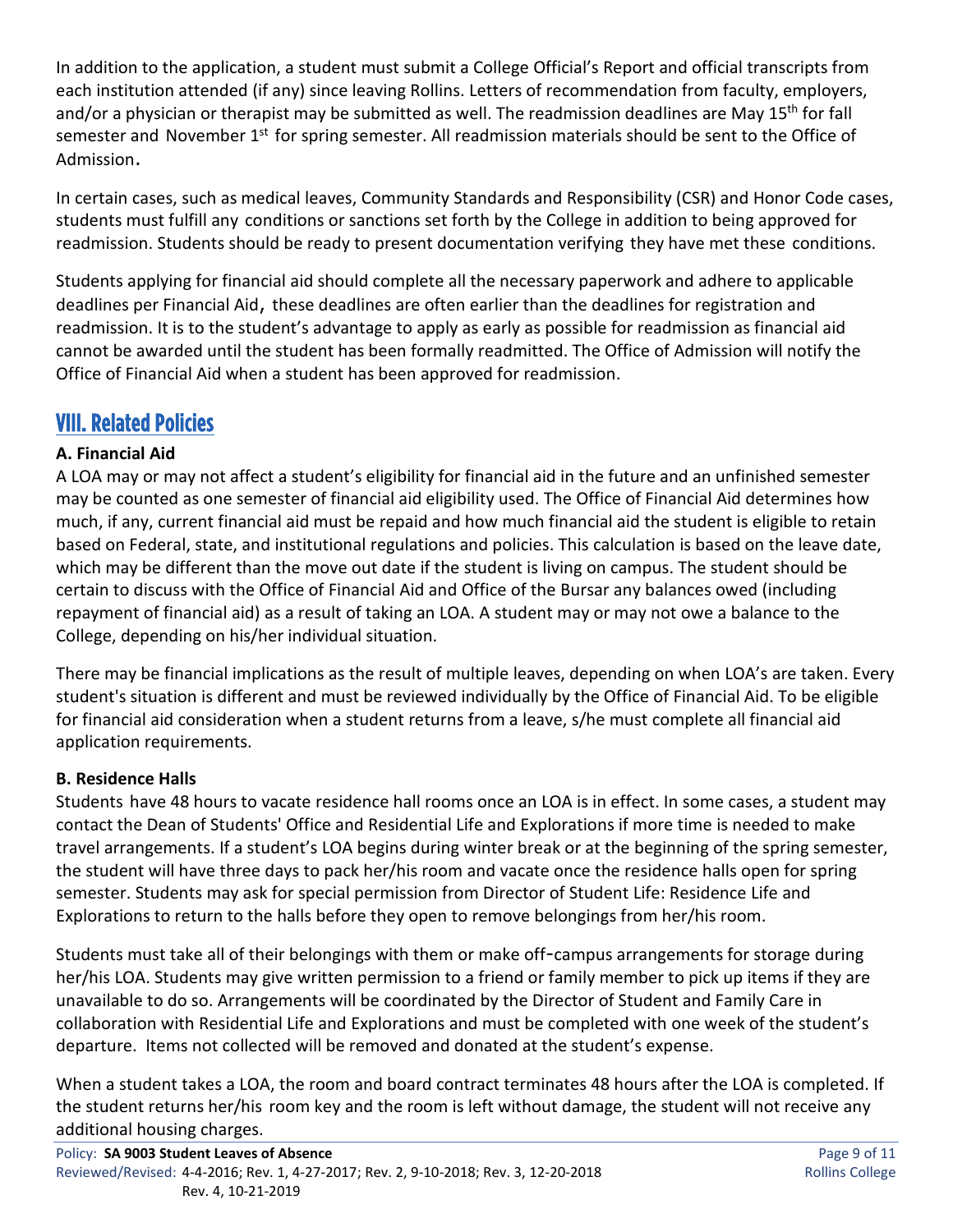In addition to the application, a student must submit a College Official's Report and official transcripts from each institution attended (if any) since leaving Rollins. Letters of recommendation from faculty, employers, and/or a physician or therapist may be submitted as well. The readmission deadlines are May 15th for fall semester and November 1st for spring semester. All readmission materials should be sent to the Office of Admission.

In certain cases, such as medical leaves, Community Standards and Responsibility (CSR) and Honor Code cases, students must fulfill any conditions or sanctions set forth by the College in addition to being approved for readmission. Students should be ready to present documentation verifying they have met these conditions.

Students applying for financial aid should complete all the necessary paperwork and adhere to applicable deadlines per Financial Aid, these deadlines are often earlier than the deadlines for registration and readmission. It is to the student's advantage to apply as early as possible for readmission as financial aid cannot be awarded until the student has been formally readmitted. The Office of Admission will notify the Office of Financial Aid when a student has been approved for readmission.

## VIII. Related Policies

### A. Financial Aid

A LOA may or may not affect a student's eligibility for financial aid in the future and an unfinished semester may be counted as one semester of financial aid eligibility used. The Office of Financial Aid determines how much, if any, current financial aid must be repaid and how much financial aid the student is eligible to retain based on Federal, state, and institutional regulations and policies. This calculation is based on the leave date, which may be different than the move out date if the student is living on campus. The student should be certain to discuss with the Office of Financial Aid and Office of the Bursar any balances owed (including repayment of financial aid) as a result of taking an LOA. A student may or may not owe a balance to the College, depending on his/her individual situation.

There may be financial implications as the result of multiple leaves, depending on when LOA's are taken. Every student's situation is different and must be reviewed individually by the Office of Financial Aid. To be eligible for financial aid consideration when a student returns from a leave, s/he must complete all financial aid application requirements.

### B. Residence Halls

Students have 48 hours to vacate residence hall rooms once an LOA is in effect. In some cases, a student may contact the Dean of Students' Office and Residential Life and Explorations if more time is needed to make travel arrangements. If a student's LOA begins during winter break or at the beginning of the spring semester, the student will have three days to pack her/his room and vacate once the residence halls open for spring semester. Students may ask for special permission from Director of Student Life: Residence Life and Explorations to return to the halls before they open to remove belongings from her/his room.

Students must take all of their belongings with them or make off-campus arrangements for storage during her/his LOA. Students may give written permission to a friend or family member to pick up items if they are unavailable to do so. Arrangements will be coordinated by the Director of Student and Family Care in collaboration with Residential Life and Explorations and must be completed with one week of the student's departure. Items not collected will be removed and donated at the student's expense.

When a student takes a LOA, the room and board contract terminates 48 hours after the LOA is completed. If the student returns her/his room key and the room is left without damage, the student will not receive any additional housing charges.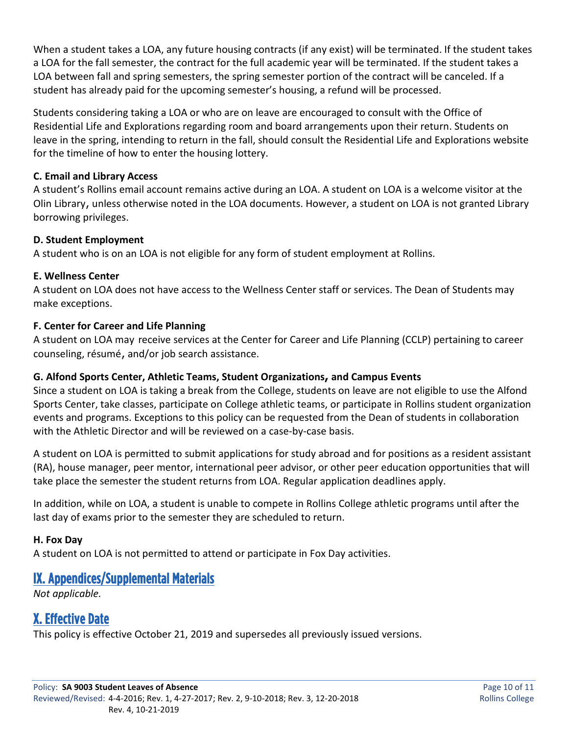When a student takes a LOA, any future housing contracts (if any exist) will be terminated. If the student takes a LOA for the fall semester, the contract for the full academic year will be terminated. If the student takes a LOA between fall and spring semesters, the spring semester portion of the contract will be canceled. If a student has already paid for the upcoming semester's housing, a refund will be processed.

Students considering taking a LOA or who are on leave are encouraged to consult with the Office of Residential Life and Explorations regarding room and board arrangements upon their return. Students on leave in the spring, intending to return in the fall, should consult the Residential Life and Explorations website for the timeline of how to enter the housing lottery.

**C. Email and Library Access**

A student's Rollins email account remains active during an LOA. A student on LOA is a welcome visitor at the Olin Library, unless otherwise noted in the LOA documents. However, a student on LOA is not granted Library borrowing privileges.

**D. Student Employment**

A student who is on an LOA is not eligible for any form of student employment at Rollins.

**E. Wellness Center**

A student on LOA does not have access to the Wellness Center staff or services. The Dean of Students may make exceptions.

**F. Center for Career and Life Planning**

A student on LOA may receive services at the Center for Career and Life Planning (CCLP) pertaining to career counseling, résumé, and/or job search assistance.

**G. Alfond Sports Center, Athletic Teams, Student Organizations, and Campus Events**

Since a student on LOA is taking a break from the College, students on leave are not eligible to use the Alfond Sports Center, take classes, participate on College athletic teams, or participate in Rollins student organization events and programs. Exceptions to this policy can be requested from the Dean of students in collaboration with the Athletic Director and will be reviewed on a case-by-case basis.

A student on LOA is permitted to submit applications for study abroad and for positions as a resident assistant (RA), house manager, peer mentor, international peer advisor, or other peer education opportunities that will take place the semester the student returns from LOA. Regular application deadlines apply.

In addition, while on LOA, a student is unable to compete in Rollins College athletic programs until after the last day of exams prior to the semester they are scheduled to return.

**H. Fox Day**

A student on LOA is not permitted to attend or participate in Fox Day activities.

## IX. Appendices/Supplemental Materials

*Not applicable.*

## X. Effective Date

This policy is effective October 21, 2019 and supersedes all previously issued versions.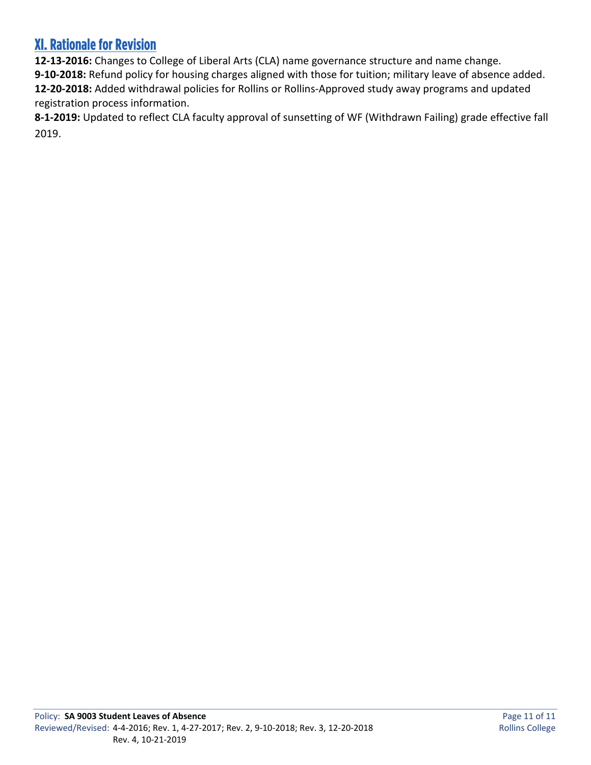## XI. Rationale for Revision

**12-13-2016:** Changes to College of Liberal Arts (CLA) name governance structure and name change.
**9-10-2018:** Refund policy for housing charges aligned with those for tuition; military leave of absence added.
**12-20-2018:** Added withdrawal policies for Rollins or Rollins-Approved study away programs and updated registration process information.
**8-1-2019:** Updated to reflect CLA faculty approval of sunsetting of WF (Withdrawn Failing) grade effective fall 2019.